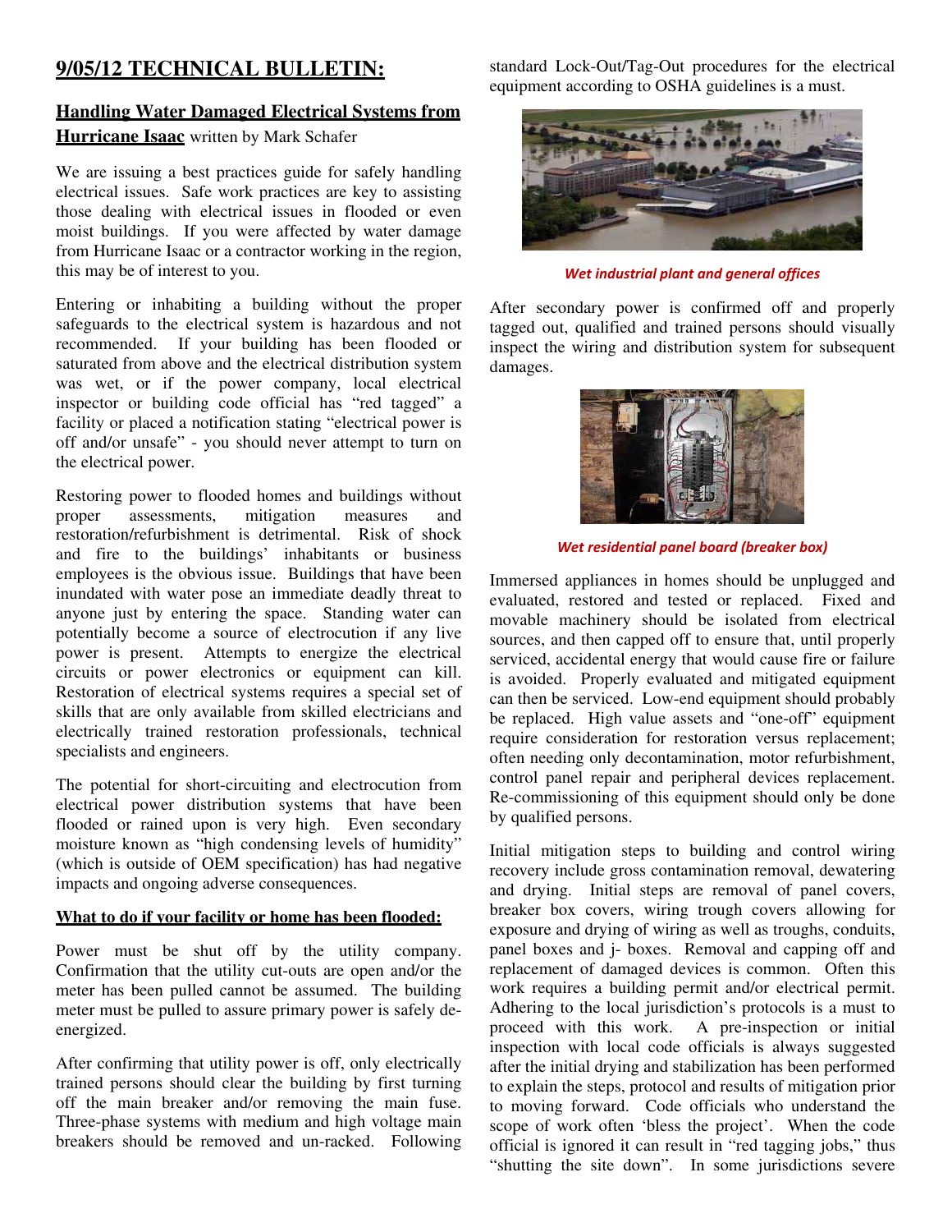## 9/05/12 TECHNICAL BULLETIN:

**Handling Water Damaged Electrical Systems from Hurricane Isaac** written by Mark Schafer

We are issuing a best practices guide for safely handling electrical issues. Safe work practices are key to assisting those dealing with electrical issues in flooded or even moist buildings. If you were affected by water damage from Hurricane Isaac or a contractor working in the region, this may be of interest to you.

Entering or inhabiting a building without the proper safeguards to the electrical system is hazardous and not recommended. If your building has been flooded or saturated from above and the electrical distribution system was wet, or if the power company, local electrical inspector or building code official has "red tagged" a facility or placed a notification stating "electrical power is off and/or unsafe" - you should never attempt to turn on the electrical power.

Restoring power to flooded homes and buildings without proper assessments, mitigation measures and restoration/refurbishment is detrimental. Risk of shock and fire to the buildings' inhabitants or business employees is the obvious issue. Buildings that have been inundated with water pose an immediate deadly threat to anyone just by entering the space. Standing water can potentially become a source of electrocution if any live power is present. Attempts to energize the electrical circuits or power electronics or equipment can kill. Restoration of electrical systems requires a special set of skills that are only available from skilled electricians and electrically trained restoration professionals, technical specialists and engineers.

The potential for short-circuiting and electrocution from electrical power distribution systems that have been flooded or rained upon is very high. Even secondary moisture known as "high condensing levels of humidity" (which is outside of OEM specification) has had negative impacts and ongoing adverse consequences.

**What to do if your facility or home has been flooded:**

Power must be shut off by the utility company. Confirmation that the utility cut-outs are open and/or the meter has been pulled cannot be assumed. The building meter must be pulled to assure primary power is safely de-energized.

After confirming that utility power is off, only electrically trained persons should clear the building by first turning off the main breaker and/or removing the main fuse. Three-phase systems with medium and high voltage main breakers should be removed and un-racked. Following standard Lock-Out/Tag-Out procedures for the electrical equipment according to OSHA guidelines is a must.

*Wet industrial plant and general offices*

After secondary power is confirmed off and properly tagged out, qualified and trained persons should visually inspect the wiring and distribution system for subsequent damages.

*Wet residential panel board (breaker box)*

Immersed appliances in homes should be unplugged and evaluated, restored and tested or replaced. Fixed and movable machinery should be isolated from electrical sources, and then capped off to ensure that, until properly serviced, accidental energy that would cause fire or failure is avoided. Properly evaluated and mitigated equipment can then be serviced. Low-end equipment should probably be replaced. High value assets and "one-off" equipment require consideration for restoration versus replacement; often needing only decontamination, motor refurbishment, control panel repair and peripheral devices replacement. Re-commissioning of this equipment should only be done by qualified persons.

Initial mitigation steps to building and control wiring recovery include gross contamination removal, dewatering and drying. Initial steps are removal of panel covers, breaker box covers, wiring trough covers allowing for exposure and drying of wiring as well as troughs, conduits, panel boxes and j- boxes. Removal and capping off and replacement of damaged devices is common. Often this work requires a building permit and/or electrical permit. Adhering to the local jurisdiction's protocols is a must to proceed with this work. A pre-inspection or initial inspection with local code officials is always suggested after the initial drying and stabilization has been performed to explain the steps, protocol and results of mitigation prior to moving forward. Code officials who understand the scope of work often 'bless the project'. When the code official is ignored it can result in "red tagging jobs," thus "shutting the site down". In some jurisdictions severe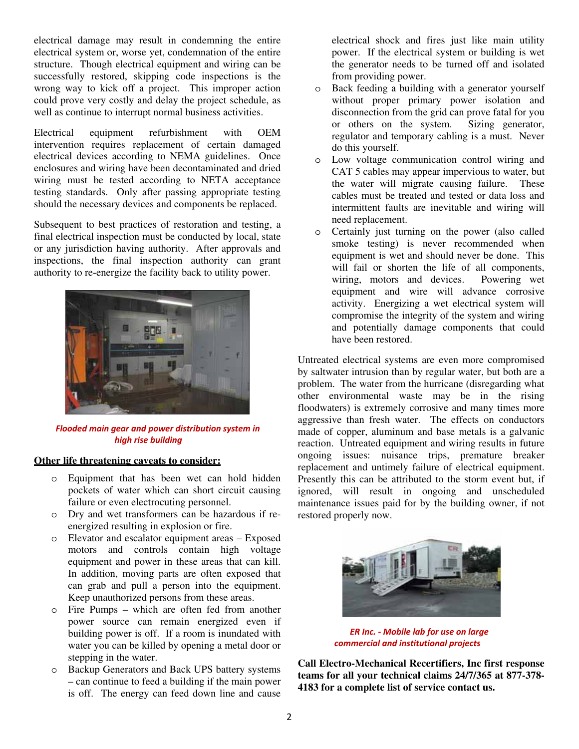electrical damage may result in condemning the entire electrical system or, worse yet, condemnation of the entire structure. Though electrical equipment and wiring can be successfully restored, skipping code inspections is the wrong way to kick off a project. This improper action could prove very costly and delay the project schedule, as well as continue to interrupt normal business activities.

Electrical equipment refurbishment with OEM intervention requires replacement of certain damaged electrical devices according to NEMA guidelines. Once enclosures and wiring have been decontaminated and dried wiring must be tested according to NETA acceptance testing standards. Only after passing appropriate testing should the necessary devices and components be replaced.

Subsequent to best practices of restoration and testing, a final electrical inspection must be conducted by local, state or any jurisdiction having authority. After approvals and inspections, the final inspection authority can grant authority to re-energize the facility back to utility power.

*Flooded main gear and power distribution system in high rise building*

**Other life threatening caveats to consider:**

- Equipment that has been wet can hold hidden pockets of water which can short circuit causing failure or even electrocuting personnel.
- Dry and wet transformers can be hazardous if re-energized resulting in explosion or fire.
- Elevator and escalator equipment areas – Exposed motors and controls contain high voltage equipment and power in these areas that can kill. In addition, moving parts are often exposed that can grab and pull a person into the equipment. Keep unauthorized persons from these areas.
- Fire Pumps – which are often fed from another power source can remain energized even if building power is off. If a room is inundated with water you can be killed by opening a metal door or stepping in the water.
- Backup Generators and Back UPS battery systems – can continue to feed a building if the main power is off. The energy can feed down line and cause electrical shock and fires just like main utility power. If the electrical system or building is wet the generator needs to be turned off and isolated from providing power.
- Back feeding a building with a generator yourself without proper primary power isolation and disconnection from the grid can prove fatal for you or others on the system. Sizing generator, regulator and temporary cabling is a must. Never do this yourself.
- Low voltage communication control wiring and CAT 5 cables may appear impervious to water, but the water will migrate causing failure. These cables must be treated and tested or data loss and intermittent faults are inevitable and wiring will need replacement.
- Certainly just turning on the power (also called smoke testing) is never recommended when equipment is wet and should never be done. This will fail or shorten the life of all components, wiring, motors and devices. Powering wet equipment and wire will advance corrosive activity. Energizing a wet electrical system will compromise the integrity of the system and wiring and potentially damage components that could have been restored.

Untreated electrical systems are even more compromised by saltwater intrusion than by regular water, but both are a problem. The water from the hurricane (disregarding what other environmental waste may be in the rising floodwaters) is extremely corrosive and many times more aggressive than fresh water. The effects on conductors made of copper, aluminum and base metals is a galvanic reaction. Untreated equipment and wiring results in future ongoing issues: nuisance trips, premature breaker replacement and untimely failure of electrical equipment. Presently this can be attributed to the storm event but, if ignored, will result in ongoing and unscheduled maintenance issues paid for by the building owner, if not restored properly now.

*ER Inc. - Mobile lab for use on large commercial and institutional projects*

**Call Electro-Mechanical Recertifiers, Inc first response teams for all your technical claims 24/7/365 at 877-378-4183 for a complete list of service contact us.**